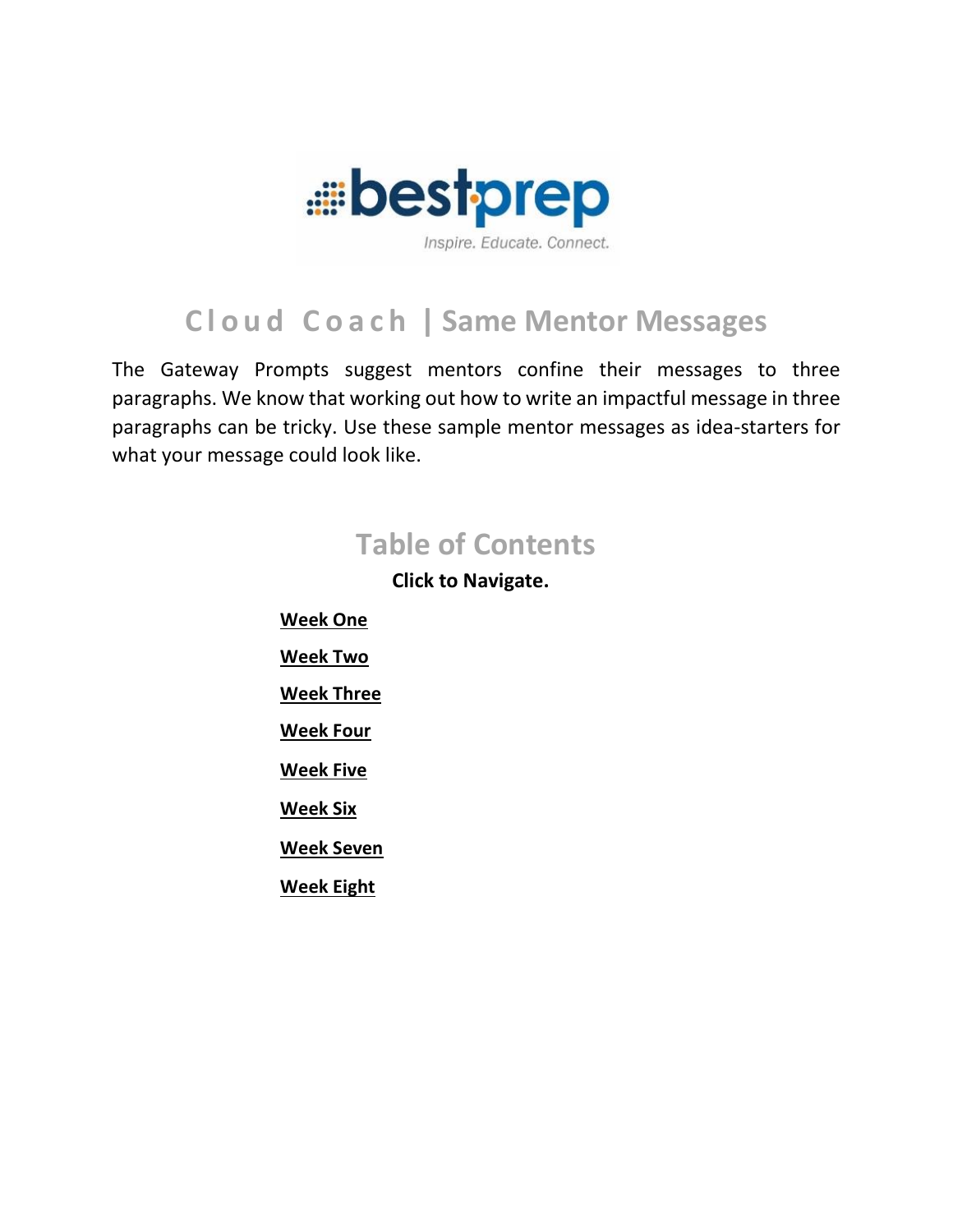bestprep

Inspire. Educate. Connect.

# Cloud Coach | Same Mentor Messages

The Gateway Prompts suggest mentors confine their messages to three paragraphs. We know that working out how to write an impactful message in three paragraphs can be tricky. Use these sample mentor messages as idea-starters for what your message could look like.

## Table of Contents

**Click to Navigate.**

- **Week One**
- **Week Two**
- **Week Three**
- **Week Four**
- **Week Five**
- **Week Six**
- **Week Seven**
- **Week Eight**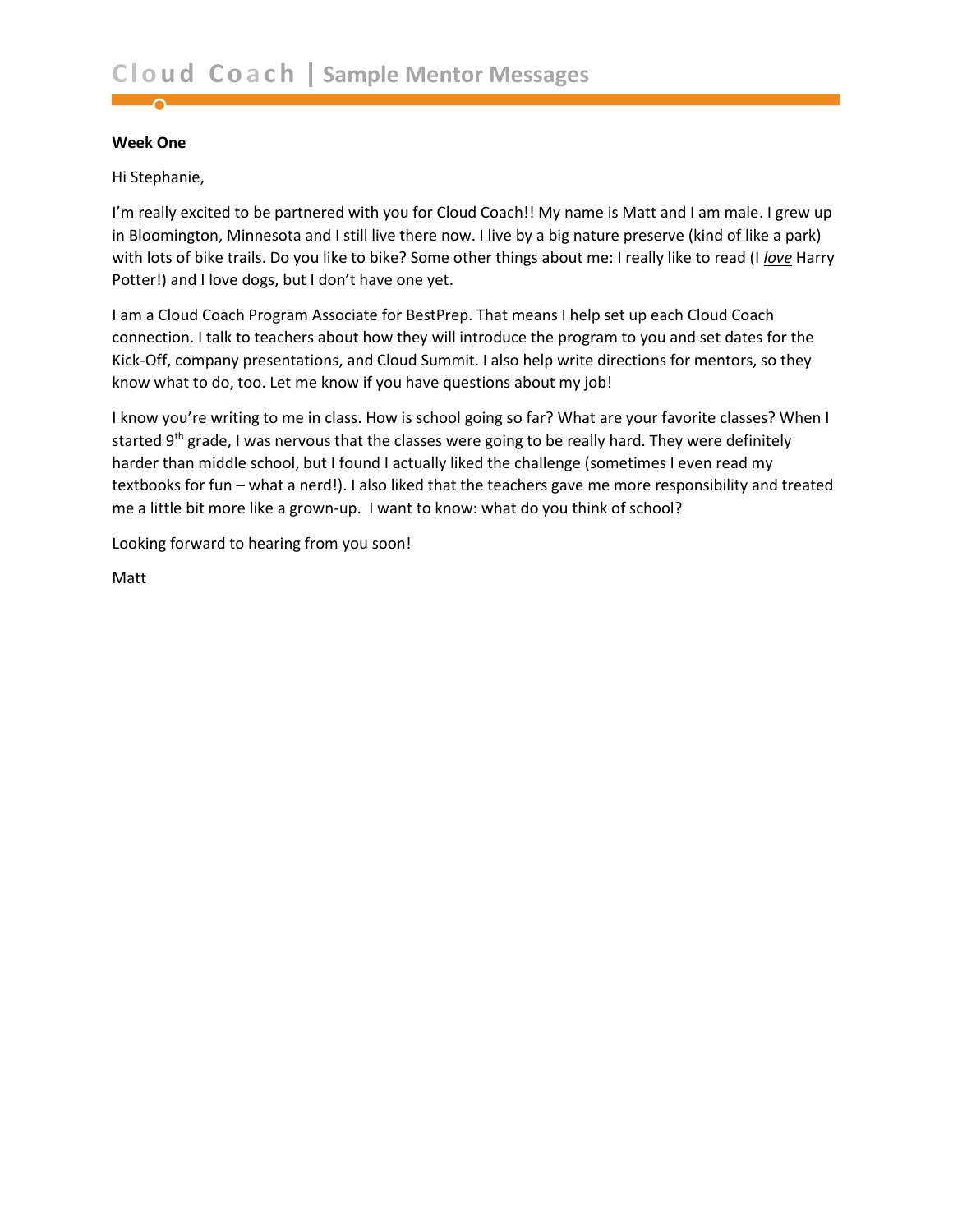**Week One**

Hi Stephanie,

I'm really excited to be partnered with you for Cloud Coach!! My name is Matt and I am male. I grew up in Bloomington, Minnesota and I still live there now. I live by a big nature preserve (kind of like a park) with lots of bike trails. Do you like to bike? Some other things about me: I really like to read (I ***love*** Harry Potter!) and I love dogs, but I don't have one yet.

I am a Cloud Coach Program Associate for BestPrep. That means I help set up each Cloud Coach connection. I talk to teachers about how they will introduce the program to you and set dates for the Kick-Off, company presentations, and Cloud Summit. I also help write directions for mentors, so they know what to do, too. Let me know if you have questions about my job!

I know you're writing to me in class. How is school going so far? What are your favorite classes? When I started 9th grade, I was nervous that the classes were going to be really hard. They were definitely harder than middle school, but I found I actually liked the challenge (sometimes I even read my textbooks for fun – what a nerd!). I also liked that the teachers gave me more responsibility and treated me a little bit more like a grown-up. I want to know: what do you think of school?

Looking forward to hearing from you soon!

Matt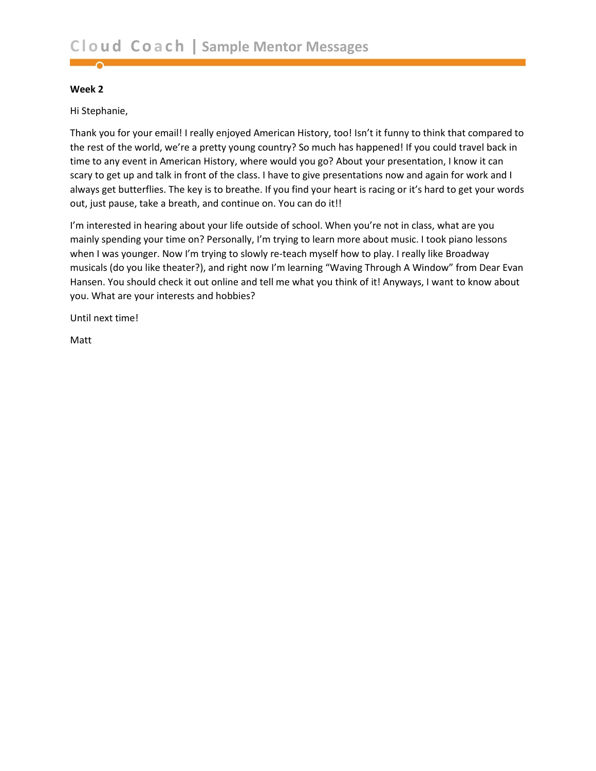**Week 2**

Hi Stephanie,

Thank you for your email! I really enjoyed American History, too! Isn't it funny to think that compared to the rest of the world, we're a pretty young country? So much has happened! If you could travel back in time to any event in American History, where would you go? About your presentation, I know it can scary to get up and talk in front of the class. I have to give presentations now and again for work and I always get butterflies. The key is to breathe. If you find your heart is racing or it's hard to get your words out, just pause, take a breath, and continue on. You can do it!!

I'm interested in hearing about your life outside of school. When you're not in class, what are you mainly spending your time on? Personally, I'm trying to learn more about music. I took piano lessons when I was younger. Now I'm trying to slowly re-teach myself how to play. I really like Broadway musicals (do you like theater?), and right now I'm learning "Waving Through A Window" from Dear Evan Hansen. You should check it out online and tell me what you think of it! Anyways, I want to know about you. What are your interests and hobbies?

Until next time!

Matt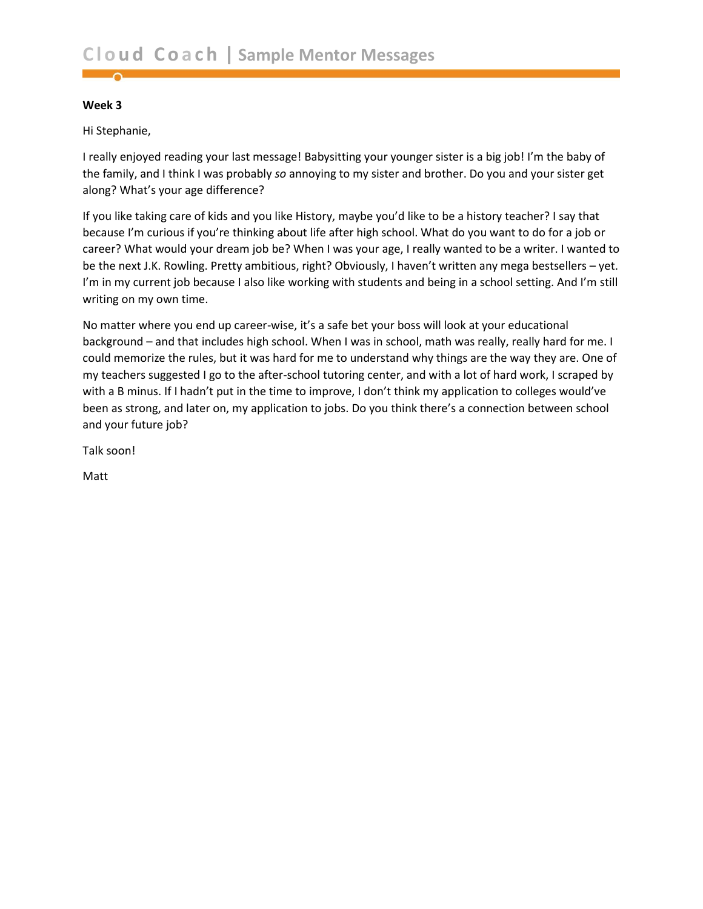**Week 3**

Hi Stephanie,

I really enjoyed reading your last message! Babysitting your younger sister is a big job! I'm the baby of the family, and I think I was probably *so* annoying to my sister and brother. Do you and your sister get along? What's your age difference?

If you like taking care of kids and you like History, maybe you'd like to be a history teacher? I say that because I'm curious if you're thinking about life after high school. What do you want to do for a job or career? What would your dream job be? When I was your age, I really wanted to be a writer. I wanted to be the next J.K. Rowling. Pretty ambitious, right? Obviously, I haven't written any mega bestsellers – yet. I'm in my current job because I also like working with students and being in a school setting. And I'm still writing on my own time.

No matter where you end up career-wise, it's a safe bet your boss will look at your educational background – and that includes high school. When I was in school, math was really, really hard for me. I could memorize the rules, but it was hard for me to understand why things are the way they are. One of my teachers suggested I go to the after-school tutoring center, and with a lot of hard work, I scraped by with a B minus. If I hadn't put in the time to improve, I don't think my application to colleges would've been as strong, and later on, my application to jobs. Do you think there's a connection between school and your future job?

Talk soon!

Matt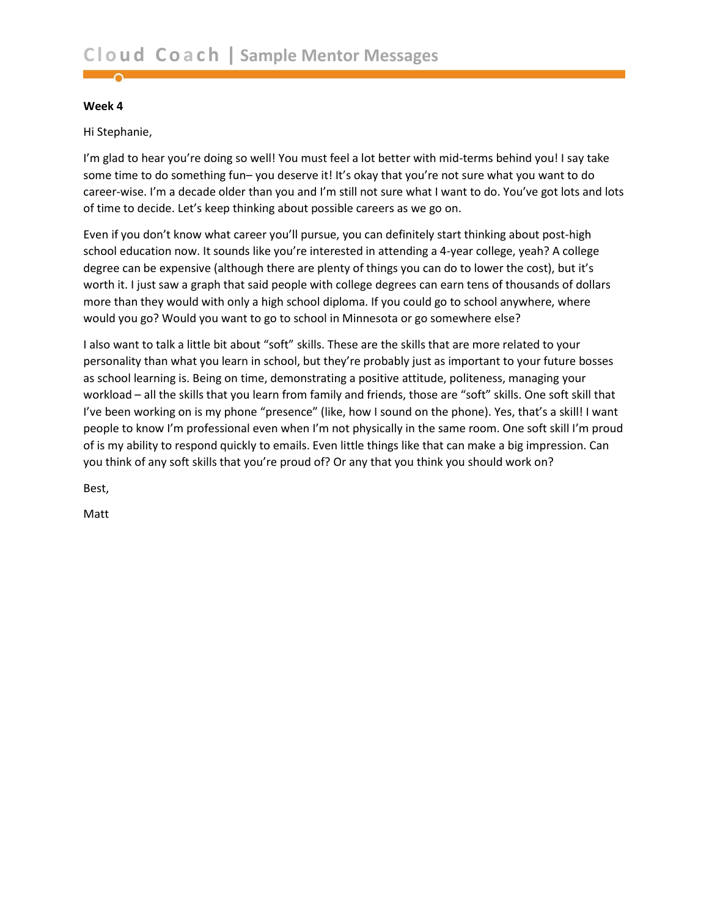**Week 4**

Hi Stephanie,

I'm glad to hear you're doing so well! You must feel a lot better with mid-terms behind you! I say take some time to do something fun– you deserve it! It's okay that you're not sure what you want to do career-wise. I'm a decade older than you and I'm still not sure what I want to do. You've got lots and lots of time to decide. Let's keep thinking about possible careers as we go on.

Even if you don't know what career you'll pursue, you can definitely start thinking about post-high school education now. It sounds like you're interested in attending a 4-year college, yeah? A college degree can be expensive (although there are plenty of things you can do to lower the cost), but it's worth it. I just saw a graph that said people with college degrees can earn tens of thousands of dollars more than they would with only a high school diploma. If you could go to school anywhere, where would you go? Would you want to go to school in Minnesota or go somewhere else?

I also want to talk a little bit about "soft" skills. These are the skills that are more related to your personality than what you learn in school, but they're probably just as important to your future bosses as school learning is. Being on time, demonstrating a positive attitude, politeness, managing your workload – all the skills that you learn from family and friends, those are "soft" skills. One soft skill that I've been working on is my phone "presence" (like, how I sound on the phone). Yes, that's a skill! I want people to know I'm professional even when I'm not physically in the same room. One soft skill I'm proud of is my ability to respond quickly to emails. Even little things like that can make a big impression. Can you think of any soft skills that you're proud of? Or any that you think you should work on?

Best,

Matt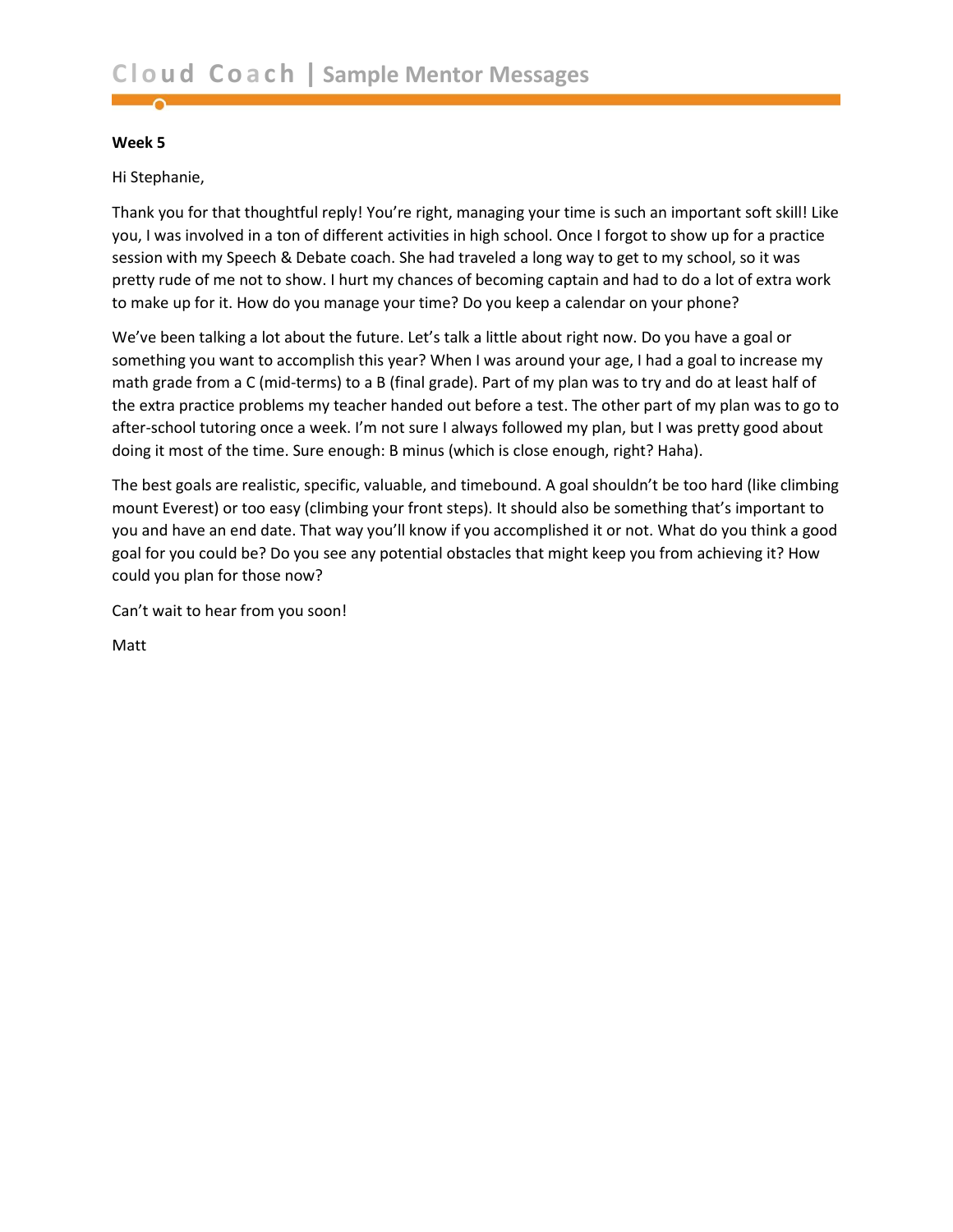**Week 5**

Hi Stephanie,

Thank you for that thoughtful reply! You're right, managing your time is such an important soft skill! Like you, I was involved in a ton of different activities in high school. Once I forgot to show up for a practice session with my Speech & Debate coach. She had traveled a long way to get to my school, so it was pretty rude of me not to show. I hurt my chances of becoming captain and had to do a lot of extra work to make up for it. How do you manage your time? Do you keep a calendar on your phone?

We've been talking a lot about the future. Let's talk a little about right now. Do you have a goal or something you want to accomplish this year? When I was around your age, I had a goal to increase my math grade from a C (mid-terms) to a B (final grade). Part of my plan was to try and do at least half of the extra practice problems my teacher handed out before a test. The other part of my plan was to go to after-school tutoring once a week. I'm not sure I always followed my plan, but I was pretty good about doing it most of the time. Sure enough: B minus (which is close enough, right? Haha).

The best goals are realistic, specific, valuable, and timebound. A goal shouldn't be too hard (like climbing mount Everest) or too easy (climbing your front steps). It should also be something that's important to you and have an end date. That way you'll know if you accomplished it or not. What do you think a good goal for you could be? Do you see any potential obstacles that might keep you from achieving it? How could you plan for those now?

Can't wait to hear from you soon!

Matt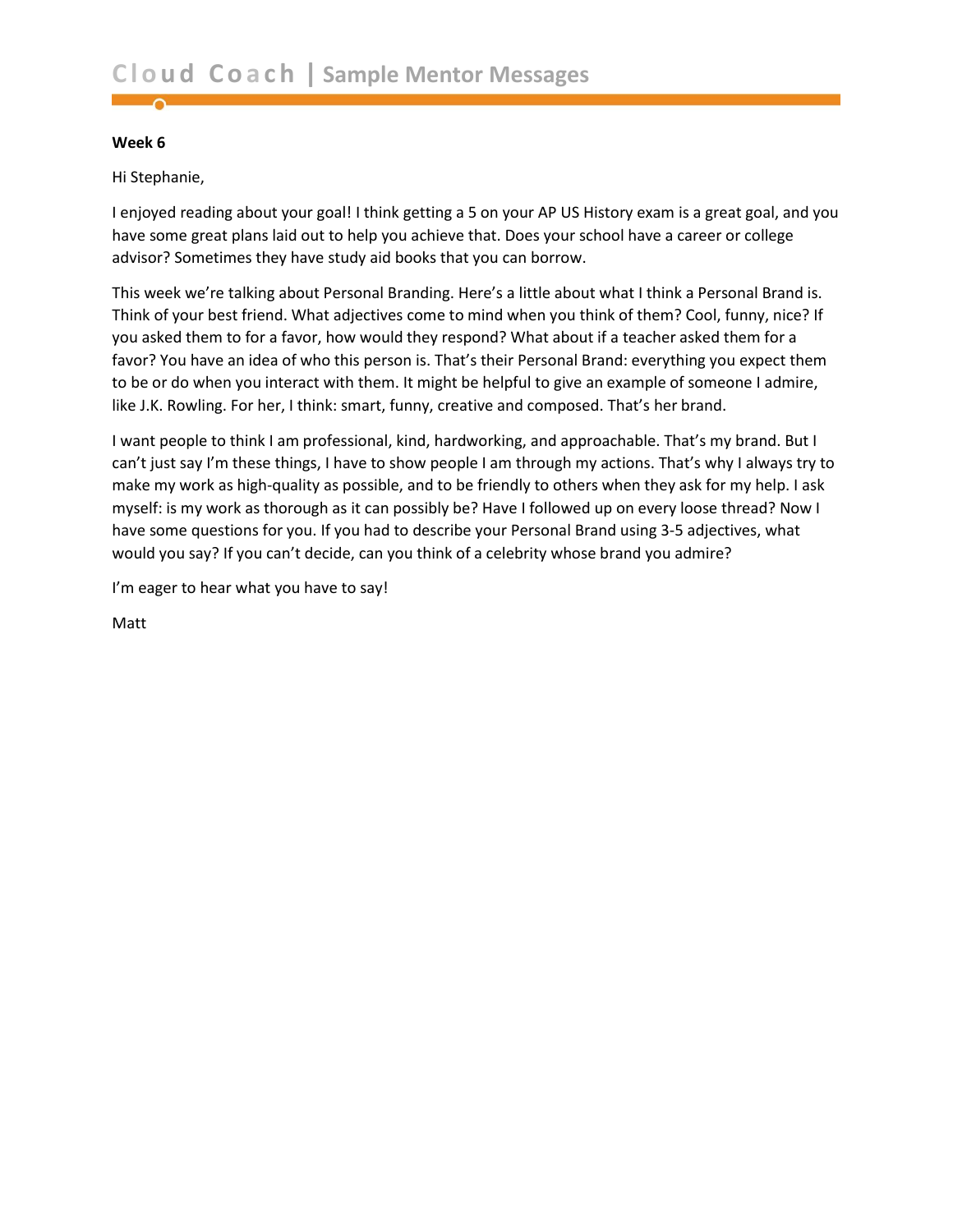**Week 6**

Hi Stephanie,

I enjoyed reading about your goal! I think getting a 5 on your AP US History exam is a great goal, and you have some great plans laid out to help you achieve that. Does your school have a career or college advisor? Sometimes they have study aid books that you can borrow.

This week we're talking about Personal Branding. Here's a little about what I think a Personal Brand is. Think of your best friend. What adjectives come to mind when you think of them? Cool, funny, nice? If you asked them to for a favor, how would they respond? What about if a teacher asked them for a favor? You have an idea of who this person is. That's their Personal Brand: everything you expect them to be or do when you interact with them. It might be helpful to give an example of someone I admire, like J.K. Rowling. For her, I think: smart, funny, creative and composed. That's her brand.

I want people to think I am professional, kind, hardworking, and approachable. That's my brand. But I can't just say I'm these things, I have to show people I am through my actions. That's why I always try to make my work as high-quality as possible, and to be friendly to others when they ask for my help. I ask myself: is my work as thorough as it can possibly be? Have I followed up on every loose thread? Now I have some questions for you. If you had to describe your Personal Brand using 3-5 adjectives, what would you say? If you can't decide, can you think of a celebrity whose brand you admire?

I'm eager to hear what you have to say!

Matt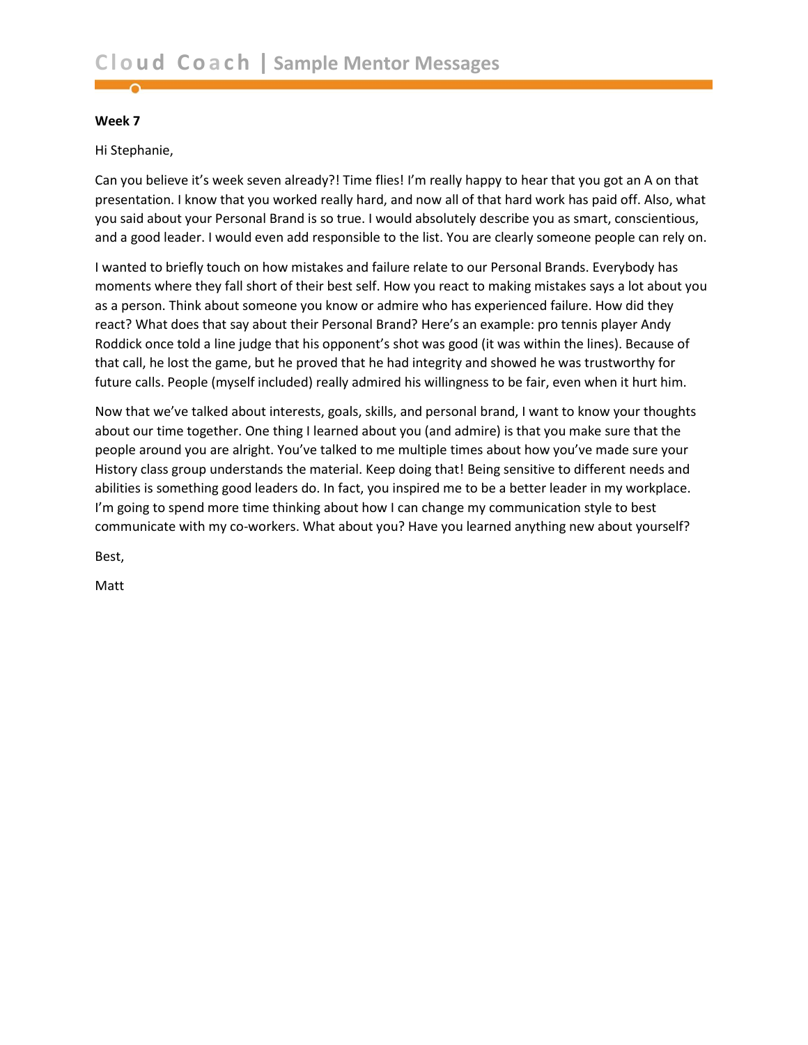**Week 7**

Hi Stephanie,

Can you believe it's week seven already?! Time flies! I'm really happy to hear that you got an A on that presentation. I know that you worked really hard, and now all of that hard work has paid off. Also, what you said about your Personal Brand is so true. I would absolutely describe you as smart, conscientious, and a good leader. I would even add responsible to the list. You are clearly someone people can rely on.

I wanted to briefly touch on how mistakes and failure relate to our Personal Brands. Everybody has moments where they fall short of their best self. How you react to making mistakes says a lot about you as a person. Think about someone you know or admire who has experienced failure. How did they react? What does that say about their Personal Brand? Here's an example: pro tennis player Andy Roddick once told a line judge that his opponent's shot was good (it was within the lines). Because of that call, he lost the game, but he proved that he had integrity and showed he was trustworthy for future calls. People (myself included) really admired his willingness to be fair, even when it hurt him.

Now that we've talked about interests, goals, skills, and personal brand, I want to know your thoughts about our time together. One thing I learned about you (and admire) is that you make sure that the people around you are alright. You've talked to me multiple times about how you've made sure your History class group understands the material. Keep doing that! Being sensitive to different needs and abilities is something good leaders do. In fact, you inspired me to be a better leader in my workplace. I'm going to spend more time thinking about how I can change my communication style to best communicate with my co-workers. What about you? Have you learned anything new about yourself?

Best,

Matt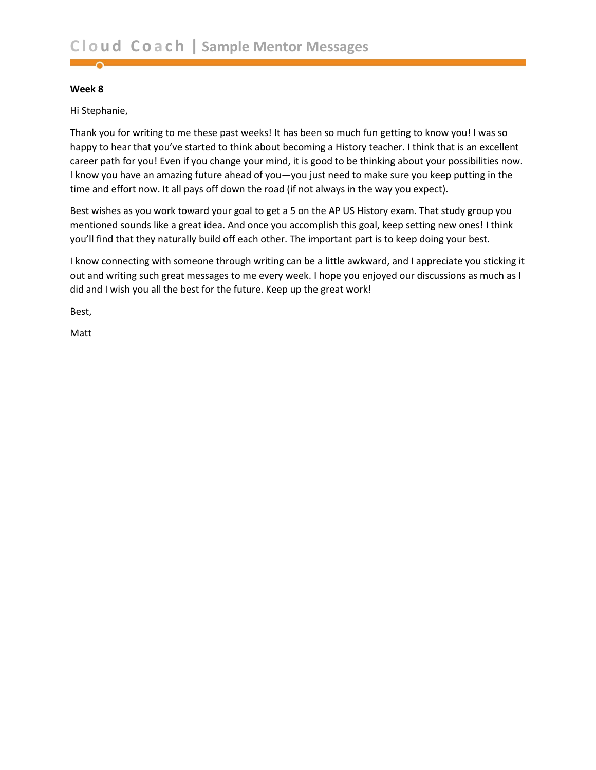**Week 8**

Hi Stephanie,

Thank you for writing to me these past weeks! It has been so much fun getting to know you! I was so happy to hear that you've started to think about becoming a History teacher. I think that is an excellent career path for you! Even if you change your mind, it is good to be thinking about your possibilities now. I know you have an amazing future ahead of you—you just need to make sure you keep putting in the time and effort now. It all pays off down the road (if not always in the way you expect).

Best wishes as you work toward your goal to get a 5 on the AP US History exam. That study group you mentioned sounds like a great idea. And once you accomplish this goal, keep setting new ones! I think you'll find that they naturally build off each other. The important part is to keep doing your best.

I know connecting with someone through writing can be a little awkward, and I appreciate you sticking it out and writing such great messages to me every week. I hope you enjoyed our discussions as much as I did and I wish you all the best for the future. Keep up the great work!

Best,

Matt